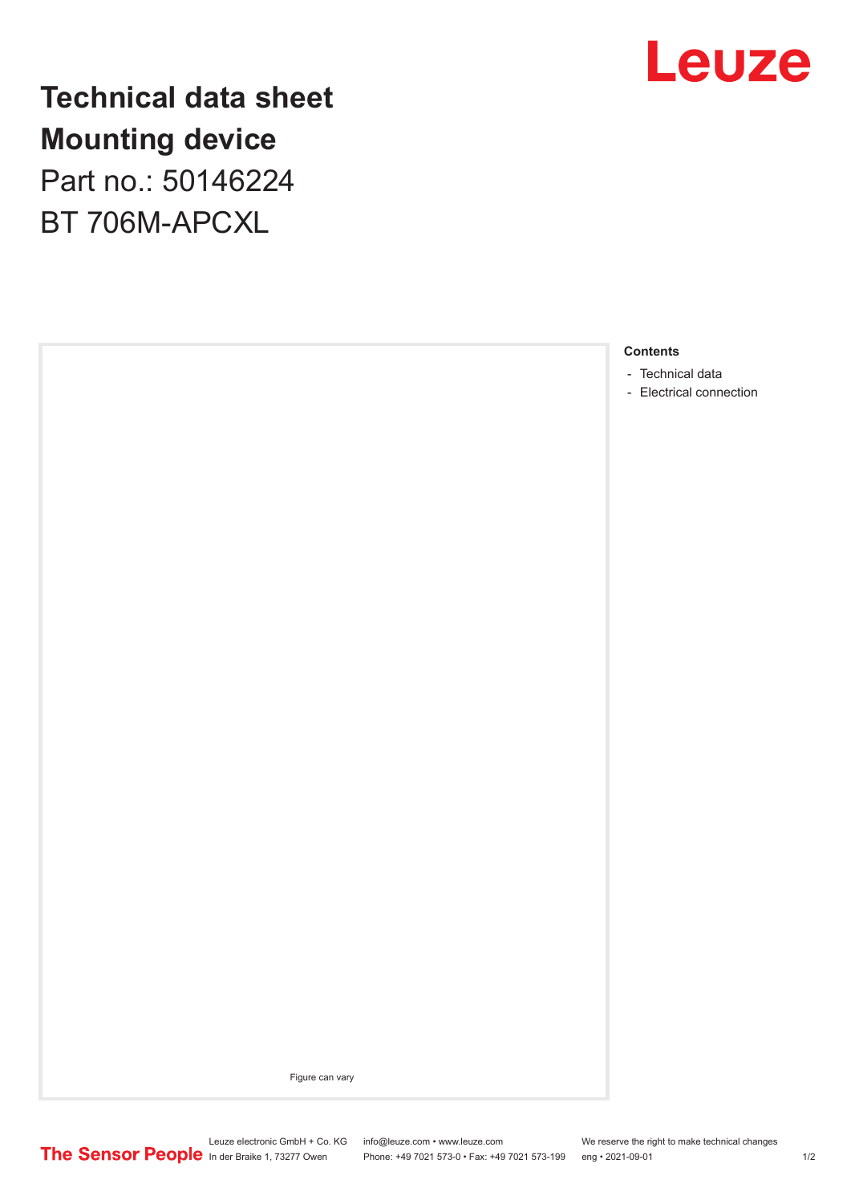# Technical data sheet

# Mounting device

## Part no.: 50146224

## BT 706M-APCXL

Figure can vary

**Contents**

- Technical data
- Electrical connection

Leuze electronic GmbH + Co. KG
In der Braike 1, 73277 Owen

info@leuze.com • www.leuze.com
Phone: +49 7021 573-0 • Fax: +49 7021 573-199

We reserve the right to make technical changes
eng • 2021-09-01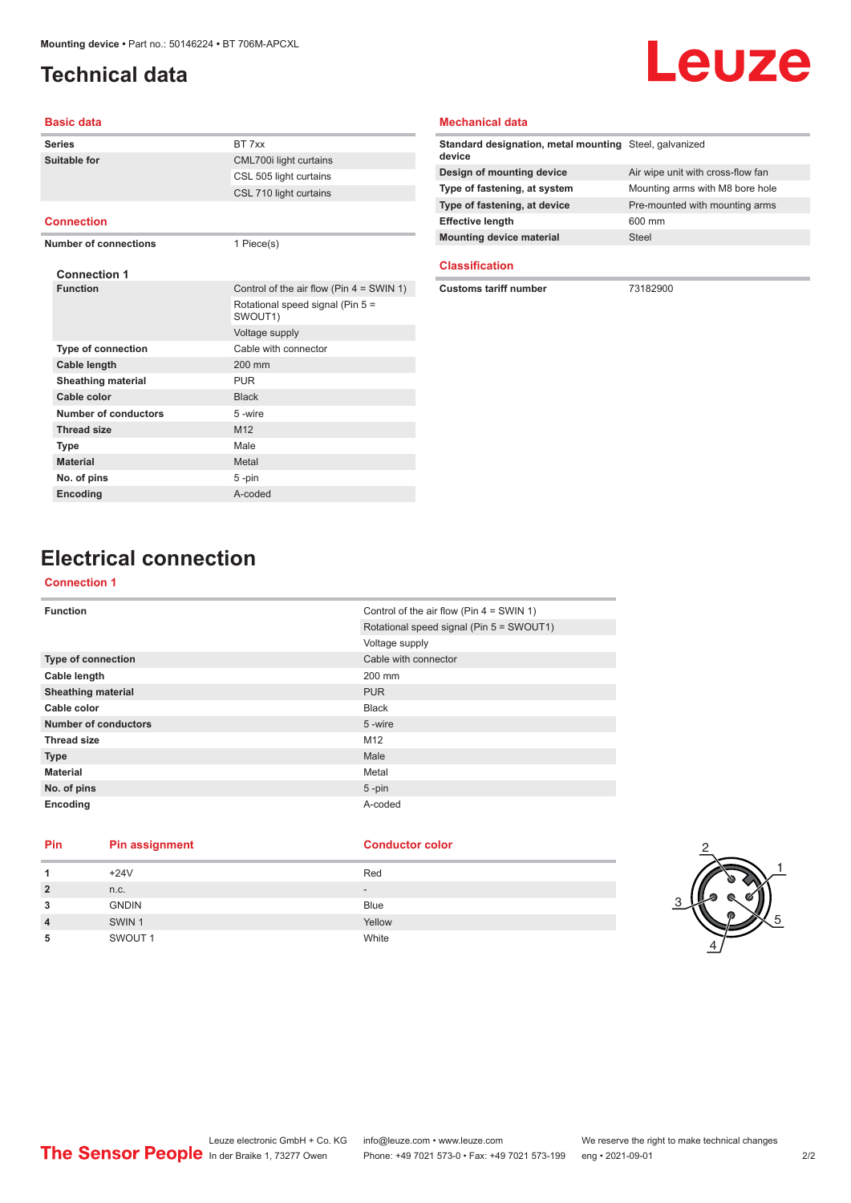# Technical data

## Basic data

| | |
|---|---|
| **Series** | BT 7xx |
| **Suitable for** | CML700i light curtains |
| | CSL 505 light curtains |
| | CSL 710 light curtains |

## Connection

| | |
|---|---|
| **Number of connections** | 1 Piece(s) |

**Connection 1**

| | |
|---|---|
| **Function** | Control of the air flow (Pin 4 = SWIN 1) |
| | Rotational speed signal (Pin 5 = SWOUT1) |
| | Voltage supply |
| **Type of connection** | Cable with connector |
| **Cable length** | 200 mm |
| **Sheathing material** | PUR |
| **Cable color** | Black |
| **Number of conductors** | 5 -wire |
| **Thread size** | M12 |
| **Type** | Male |
| **Material** | Metal |
| **No. of pins** | 5 -pin |
| **Encoding** | A-coded |

## Mechanical data

| | |
|---|---|
| **Standard designation, metal mounting device** | Steel, galvanized |
| **Design of mounting device** | Air wipe unit with cross-flow fan |
| **Type of fastening, at system** | Mounting arms with M8 bore hole |
| **Type of fastening, at device** | Pre-mounted with mounting arms |
| **Effective length** | 600 mm |
| **Mounting device material** | Steel |

## Classification

| | |
|---|---|
| **Customs tariff number** | 73182900 |

# Electrical connection

## Connection 1

| | |
|---|---|
| **Function** | Control of the air flow (Pin 4 = SWIN 1) |
| | Rotational speed signal (Pin 5 = SWOUT1) |
| | Voltage supply |
| **Type of connection** | Cable with connector |
| **Cable length** | 200 mm |
| **Sheathing material** | PUR |
| **Cable color** | Black |
| **Number of conductors** | 5 -wire |
| **Thread size** | M12 |
| **Type** | Male |
| **Material** | Metal |
| **No. of pins** | 5 -pin |
| **Encoding** | A-coded |

| Pin | Pin assignment | Conductor color |
|---|---|---|
| **1** | +24V | Red |
| **2** | n.c. | - |
| **3** | GNDIN | Blue |
| **4** | SWIN 1 | Yellow |
| **5** | SWOUT 1 | White |

2
1
3
5
4

The Sensor People

Leuze electronic GmbH + Co. KG
In der Braike 1, 73277 Owen

info@leuze.com • www.leuze.com
Phone: +49 7021 573-0 • Fax: +49 7021 573-199

We reserve the right to make technical changes
eng • 2021-09-01